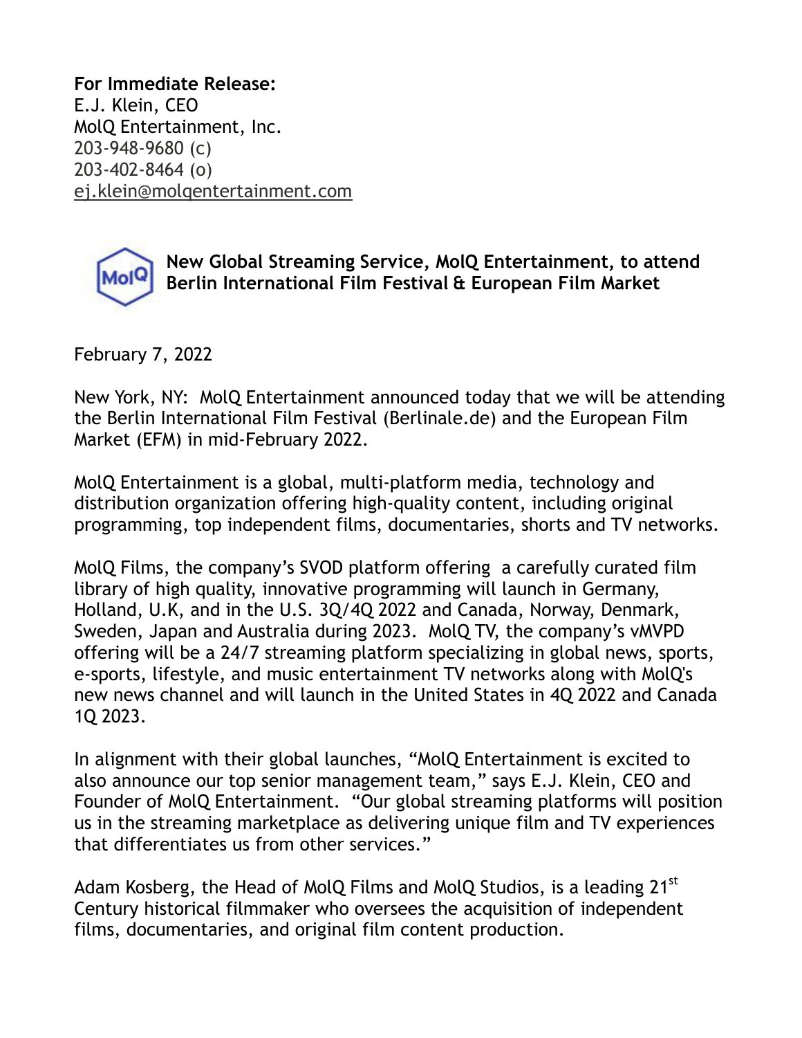**For Immediate Release:**
E.J. Klein, CEO
MolQ Entertainment, Inc.
203-948-9680 (c)
203-402-8464 (o)
ej.klein@molqentertainment.com

## New Global Streaming Service, MolQ Entertainment, to attend Berlin International Film Festival & European Film Market

February 7, 2022

New York, NY: MolQ Entertainment announced today that we will be attending the Berlin International Film Festival (Berlinale.de) and the European Film Market (EFM) in mid-February 2022.

MolQ Entertainment is a global, multi-platform media, technology and distribution organization offering high-quality content, including original programming, top independent films, documentaries, shorts and TV networks.

MolQ Films, the company's SVOD platform offering a carefully curated film library of high quality, innovative programming will launch in Germany, Holland, U.K, and in the U.S. 3Q/4Q 2022 and Canada, Norway, Denmark, Sweden, Japan and Australia during 2023. MolQ TV, the company's vMVPD offering will be a 24/7 streaming platform specializing in global news, sports, e-sports, lifestyle, and music entertainment TV networks along with MolQ's new news channel and will launch in the United States in 4Q 2022 and Canada 1Q 2023.

In alignment with their global launches, "MolQ Entertainment is excited to also announce our top senior management team," says E.J. Klein, CEO and Founder of MolQ Entertainment. "Our global streaming platforms will position us in the streaming marketplace as delivering unique film and TV experiences that differentiates us from other services."

Adam Kosberg, the Head of MolQ Films and MolQ Studios, is a leading 21st Century historical filmmaker who oversees the acquisition of independent films, documentaries, and original film content production.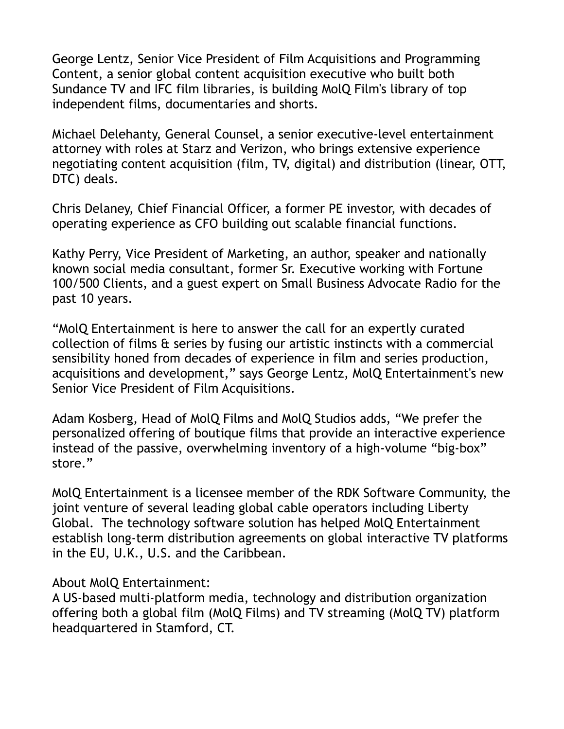George Lentz, Senior Vice President of Film Acquisitions and Programming Content, a senior global content acquisition executive who built both Sundance TV and IFC film libraries, is building MolQ Film's library of top independent films, documentaries and shorts.

Michael Delehanty, General Counsel, a senior executive-level entertainment attorney with roles at Starz and Verizon, who brings extensive experience negotiating content acquisition (film, TV, digital) and distribution (linear, OTT, DTC) deals.

Chris Delaney, Chief Financial Officer, a former PE investor, with decades of operating experience as CFO building out scalable financial functions.

Kathy Perry, Vice President of Marketing, an author, speaker and nationally known social media consultant, former Sr. Executive working with Fortune 100/500 Clients, and a guest expert on Small Business Advocate Radio for the past 10 years.

"MolQ Entertainment is here to answer the call for an expertly curated collection of films & series by fusing our artistic instincts with a commercial sensibility honed from decades of experience in film and series production, acquisitions and development," says George Lentz, MolQ Entertainment's new Senior Vice President of Film Acquisitions.

Adam Kosberg, Head of MolQ Films and MolQ Studios adds, "We prefer the personalized offering of boutique films that provide an interactive experience instead of the passive, overwhelming inventory of a high-volume "big-box" store."

MolQ Entertainment is a licensee member of the RDK Software Community, the joint venture of several leading global cable operators including Liberty Global. The technology software solution has helped MolQ Entertainment establish long-term distribution agreements on global interactive TV platforms in the EU, U.K., U.S. and the Caribbean.

About MolQ Entertainment:
A US-based multi-platform media, technology and distribution organization offering both a global film (MolQ Films) and TV streaming (MolQ TV) platform headquartered in Stamford, CT.